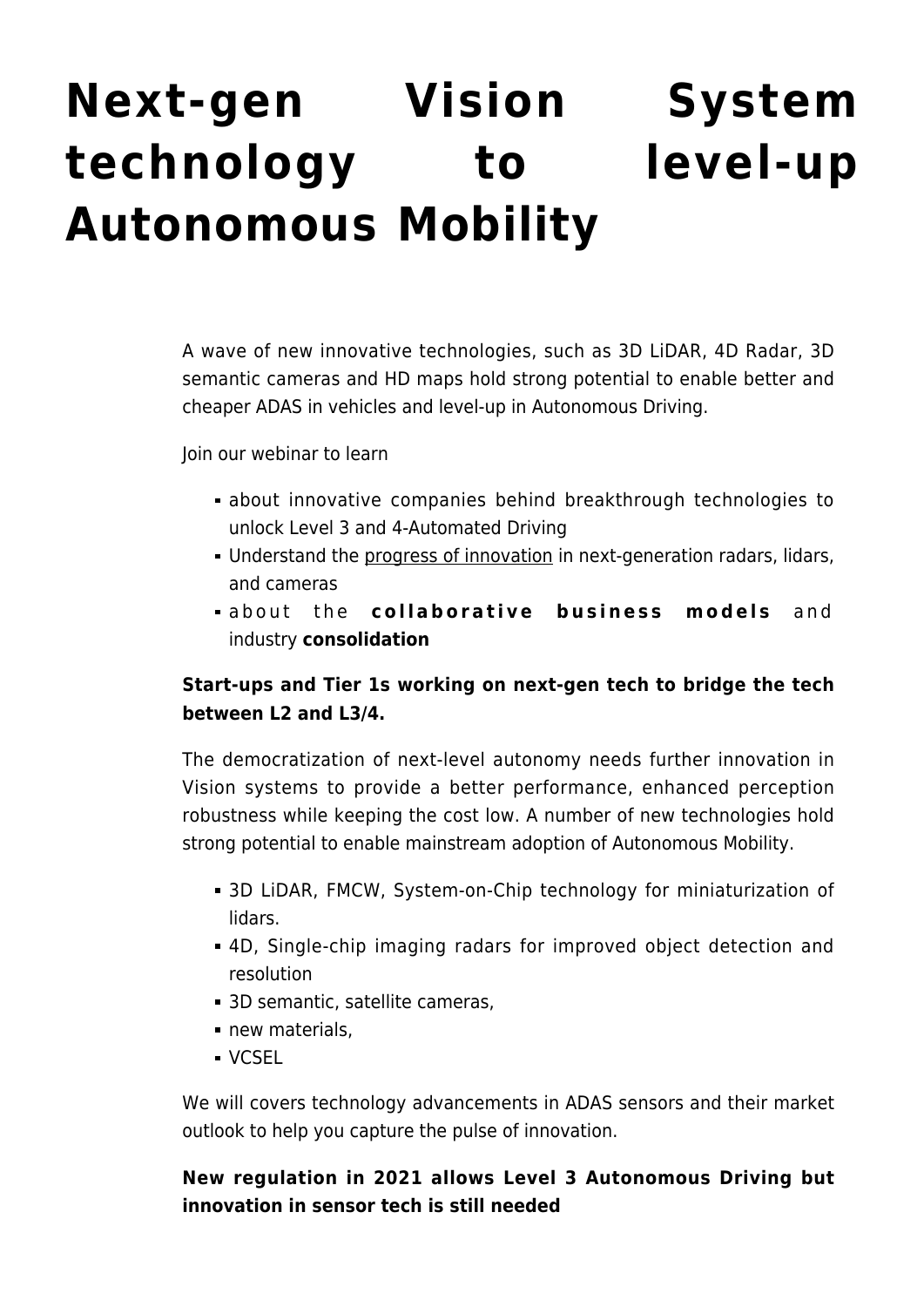# Next-gen Vision System technology to level-up Autonomous Mobility

A wave of new innovative technologies, such as 3D LiDAR, 4D Radar, 3D semantic cameras and HD maps hold strong potential to enable better and cheaper ADAS in vehicles and level-up in Autonomous Driving.

Join our webinar to learn

- about innovative companies behind breakthrough technologies to unlock Level 3 and 4-Automated Driving
- Understand the progress of innovation in next-generation radars, lidars, and cameras
- about the **collaborative business models** and industry **consolidation**

**Start-ups and Tier 1s working on next-gen tech to bridge the tech between L2 and L3/4.**

The democratization of next-level autonomy needs further innovation in Vision systems to provide a better performance, enhanced perception robustness while keeping the cost low. A number of new technologies hold strong potential to enable mainstream adoption of Autonomous Mobility.

- 3D LiDAR, FMCW, System-on-Chip technology for miniaturization of lidars.
- 4D, Single-chip imaging radars for improved object detection and resolution
- 3D semantic, satellite cameras,
- new materials,
- VCSEL

We will covers technology advancements in ADAS sensors and their market outlook to help you capture the pulse of innovation.

**New regulation in 2021 allows Level 3 Autonomous Driving but innovation in sensor tech is still needed**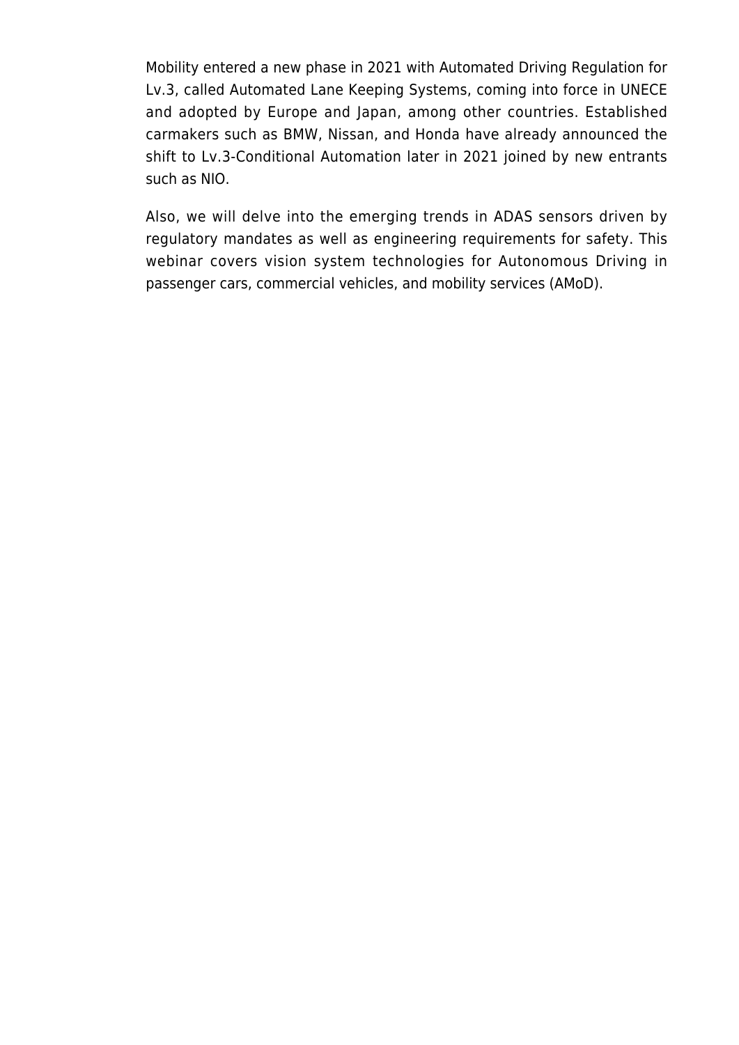Mobility entered a new phase in 2021 with Automated Driving Regulation for Lv.3, called Automated Lane Keeping Systems, coming into force in UNECE and adopted by Europe and Japan, among other countries. Established carmakers such as BMW, Nissan, and Honda have already announced the shift to Lv.3-Conditional Automation later in 2021 joined by new entrants such as NIO.

Also, we will delve into the emerging trends in ADAS sensors driven by regulatory mandates as well as engineering requirements for safety. This webinar covers vision system technologies for Autonomous Driving in passenger cars, commercial vehicles, and mobility services (AMoD).